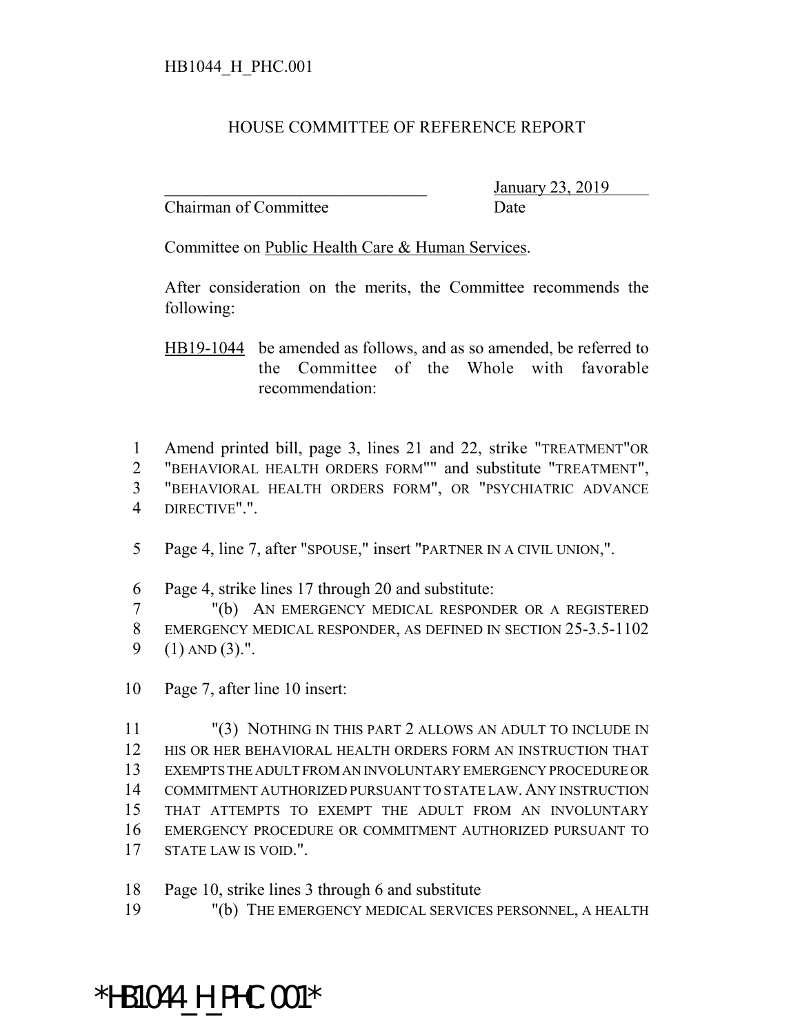HB1044_H_PHC.001

# HOUSE COMMITTEE OF REFERENCE REPORT

________________________________ January 23, 2019
Chairman of Committee Date

Committee on Public Health Care & Human Services.

After consideration on the merits, the Committee recommends the following:

HB19-1044 be amended as follows, and as so amended, be referred to the Committee of the Whole with favorable recommendation:

1 Amend printed bill, page 3, lines 21 and 22, strike "TREATMENT"OR
2 "BEHAVIORAL HEALTH ORDERS FORM"" and substitute "TREATMENT",
3 "BEHAVIORAL HEALTH ORDERS FORM", OR "PSYCHIATRIC ADVANCE
4 DIRECTIVE".".

5 Page 4, line 7, after "SPOUSE," insert "PARTNER IN A CIVIL UNION,".

6 Page 4, strike lines 17 through 20 and substitute:
7 "(b) AN EMERGENCY MEDICAL RESPONDER OR A REGISTERED
8 EMERGENCY MEDICAL RESPONDER, AS DEFINED IN SECTION 25-3.5-1102
9 (1) AND (3).".

10 Page 7, after line 10 insert:

11 "(3) NOTHING IN THIS PART 2 ALLOWS AN ADULT TO INCLUDE IN
12 HIS OR HER BEHAVIORAL HEALTH ORDERS FORM AN INSTRUCTION THAT
13 EXEMPTS THE ADULT FROM AN INVOLUNTARY EMERGENCY PROCEDURE OR
14 COMMITMENT AUTHORIZED PURSUANT TO STATE LAW. ANY INSTRUCTION
15 THAT ATTEMPTS TO EXEMPT THE ADULT FROM AN INVOLUNTARY
16 EMERGENCY PROCEDURE OR COMMITMENT AUTHORIZED PURSUANT TO
17 STATE LAW IS VOID.".

18 Page 10, strike lines 3 through 6 and substitute
19 "(b) THE EMERGENCY MEDICAL SERVICES PERSONNEL, A HEALTH

*HB1044_H_PHC.001*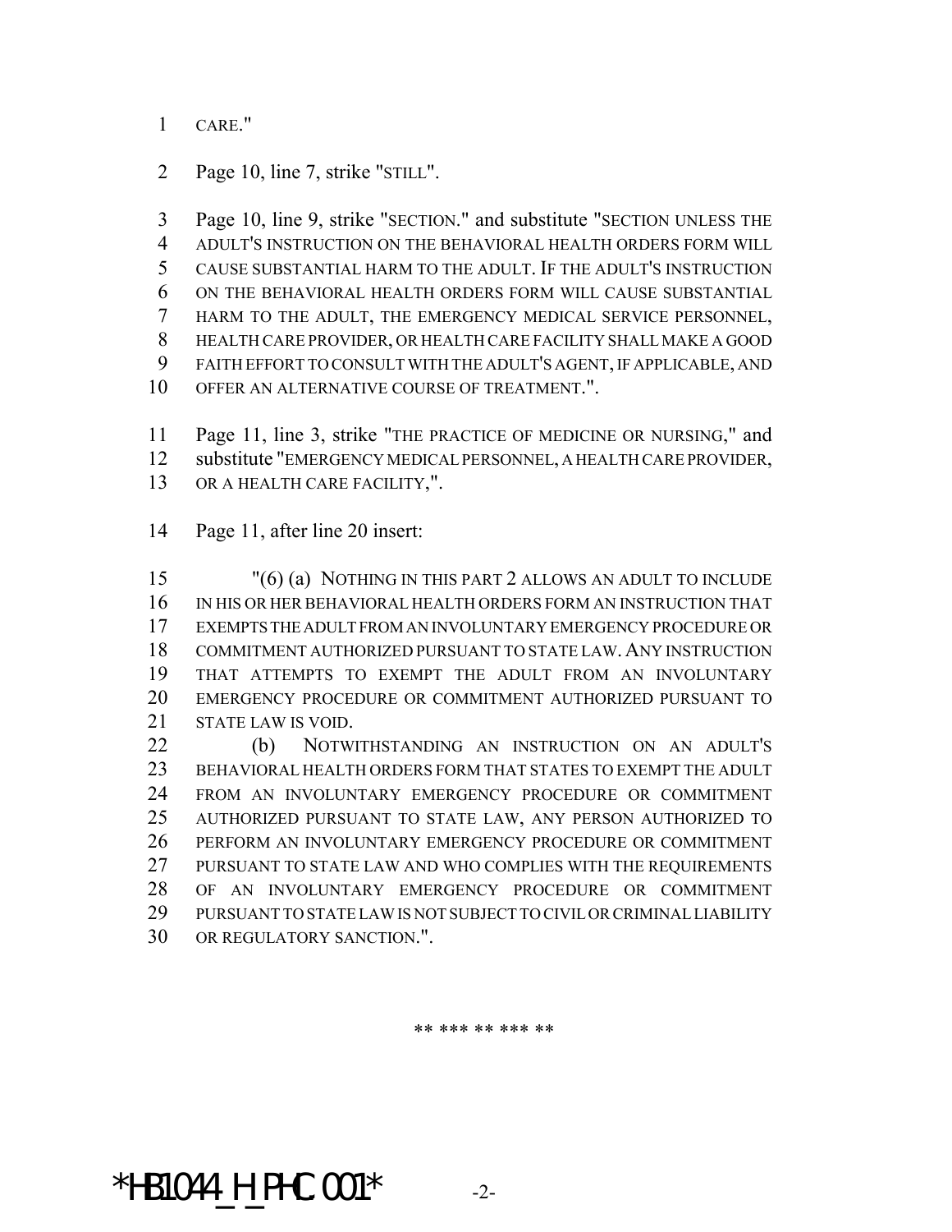CARE."

Page 10, line 7, strike "STILL".

Page 10, line 9, strike "SECTION." and substitute "SECTION UNLESS THE ADULT'S INSTRUCTION ON THE BEHAVIORAL HEALTH ORDERS FORM WILL CAUSE SUBSTANTIAL HARM TO THE ADULT. IF THE ADULT'S INSTRUCTION ON THE BEHAVIORAL HEALTH ORDERS FORM WILL CAUSE SUBSTANTIAL HARM TO THE ADULT, THE EMERGENCY MEDICAL SERVICE PERSONNEL, HEALTH CARE PROVIDER, OR HEALTH CARE FACILITY SHALL MAKE A GOOD FAITH EFFORT TO CONSULT WITH THE ADULT'S AGENT, IF APPLICABLE, AND OFFER AN ALTERNATIVE COURSE OF TREATMENT.".

Page 11, line 3, strike "THE PRACTICE OF MEDICINE OR NURSING," and substitute "EMERGENCY MEDICAL PERSONNEL, A HEALTH CARE PROVIDER, OR A HEALTH CARE FACILITY,".

Page 11, after line 20 insert:

"(6) (a) NOTHING IN THIS PART 2 ALLOWS AN ADULT TO INCLUDE IN HIS OR HER BEHAVIORAL HEALTH ORDERS FORM AN INSTRUCTION THAT EXEMPTS THE ADULT FROM AN INVOLUNTARY EMERGENCY PROCEDURE OR COMMITMENT AUTHORIZED PURSUANT TO STATE LAW. ANY INSTRUCTION THAT ATTEMPTS TO EXEMPT THE ADULT FROM AN INVOLUNTARY EMERGENCY PROCEDURE OR COMMITMENT AUTHORIZED PURSUANT TO STATE LAW IS VOID.

(b) NOTWITHSTANDING AN INSTRUCTION ON AN ADULT'S BEHAVIORAL HEALTH ORDERS FORM THAT STATES TO EXEMPT THE ADULT FROM AN INVOLUNTARY EMERGENCY PROCEDURE OR COMMITMENT AUTHORIZED PURSUANT TO STATE LAW, ANY PERSON AUTHORIZED TO PERFORM AN INVOLUNTARY EMERGENCY PROCEDURE OR COMMITMENT PURSUANT TO STATE LAW AND WHO COMPLIES WITH THE REQUIREMENTS OF AN INVOLUNTARY EMERGENCY PROCEDURE OR COMMITMENT PURSUANT TO STATE LAW IS NOT SUBJECT TO CIVIL OR CRIMINAL LIABILITY OR REGULATORY SANCTION.".

** *** ** *** **

*HB1044_H_PHC.001*